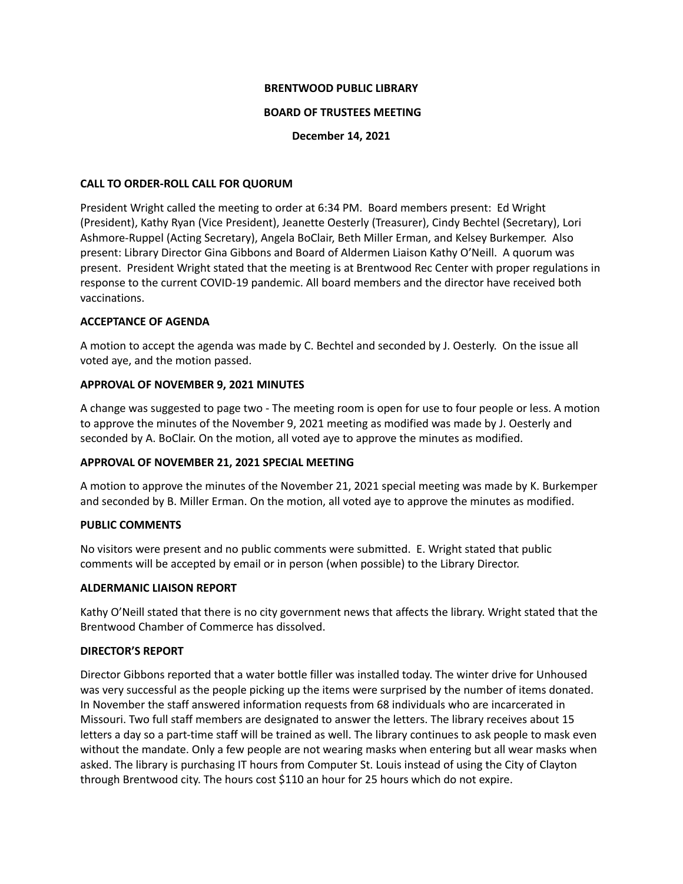**BRENTWOOD PUBLIC LIBRARY**

**BOARD OF TRUSTEES MEETING**

**December 14, 2021**

**CALL TO ORDER-ROLL CALL FOR QUORUM**

President Wright called the meeting to order at 6:34 PM. Board members present: Ed Wright (President), Kathy Ryan (Vice President), Jeanette Oesterly (Treasurer), Cindy Bechtel (Secretary), Lori Ashmore-Ruppel (Acting Secretary), Angela BoClair, Beth Miller Erman, and Kelsey Burkemper. Also present: Library Director Gina Gibbons and Board of Aldermen Liaison Kathy O'Neill. A quorum was present. President Wright stated that the meeting is at Brentwood Rec Center with proper regulations in response to the current COVID-19 pandemic. All board members and the director have received both vaccinations.

**ACCEPTANCE OF AGENDA**

A motion to accept the agenda was made by C. Bechtel and seconded by J. Oesterly. On the issue all voted aye, and the motion passed.

**APPROVAL OF NOVEMBER 9, 2021 MINUTES**

A change was suggested to page two - The meeting room is open for use to four people or less. A motion to approve the minutes of the November 9, 2021 meeting as modified was made by J. Oesterly and seconded by A. BoClair. On the motion, all voted aye to approve the minutes as modified.

**APPROVAL OF NOVEMBER 21, 2021 SPECIAL MEETING**

A motion to approve the minutes of the November 21, 2021 special meeting was made by K. Burkemper and seconded by B. Miller Erman. On the motion, all voted aye to approve the minutes as modified.

**PUBLIC COMMENTS**

No visitors were present and no public comments were submitted. E. Wright stated that public comments will be accepted by email or in person (when possible) to the Library Director.

**ALDERMANIC LIAISON REPORT**

Kathy O'Neill stated that there is no city government news that affects the library. Wright stated that the Brentwood Chamber of Commerce has dissolved.

**DIRECTOR'S REPORT**

Director Gibbons reported that a water bottle filler was installed today. The winter drive for Unhoused was very successful as the people picking up the items were surprised by the number of items donated. In November the staff answered information requests from 68 individuals who are incarcerated in Missouri. Two full staff members are designated to answer the letters. The library receives about 15 letters a day so a part-time staff will be trained as well. The library continues to ask people to mask even without the mandate. Only a few people are not wearing masks when entering but all wear masks when asked. The library is purchasing IT hours from Computer St. Louis instead of using the City of Clayton through Brentwood city. The hours cost $110 an hour for 25 hours which do not expire.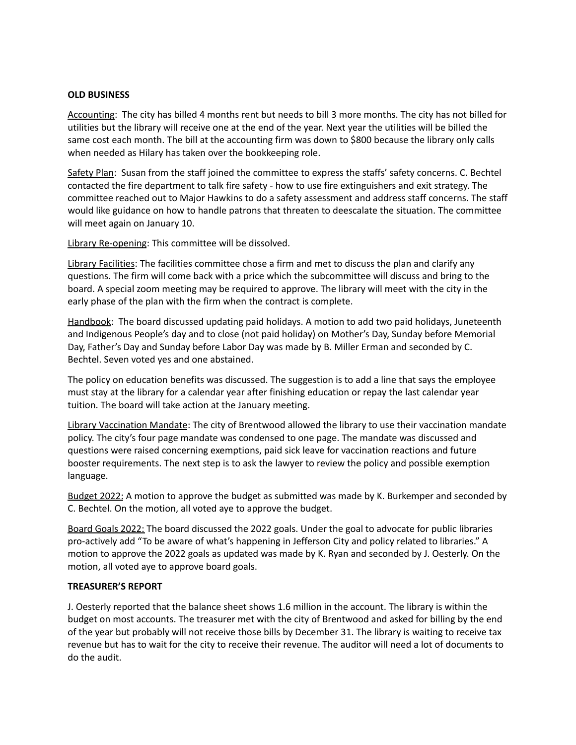**OLD BUSINESS**

Accounting: The city has billed 4 months rent but needs to bill 3 more months. The city has not billed for utilities but the library will receive one at the end of the year. Next year the utilities will be billed the same cost each month. The bill at the accounting firm was down to $800 because the library only calls when needed as Hilary has taken over the bookkeeping role.

Safety Plan: Susan from the staff joined the committee to express the staffs' safety concerns. C. Bechtel contacted the fire department to talk fire safety - how to use fire extinguishers and exit strategy. The committee reached out to Major Hawkins to do a safety assessment and address staff concerns. The staff would like guidance on how to handle patrons that threaten to deescalate the situation. The committee will meet again on January 10.

Library Re-opening: This committee will be dissolved.

Library Facilities: The facilities committee chose a firm and met to discuss the plan and clarify any questions. The firm will come back with a price which the subcommittee will discuss and bring to the board. A special zoom meeting may be required to approve. The library will meet with the city in the early phase of the plan with the firm when the contract is complete.

Handbook: The board discussed updating paid holidays. A motion to add two paid holidays, Juneteenth and Indigenous People's day and to close (not paid holiday) on Mother's Day, Sunday before Memorial Day, Father's Day and Sunday before Labor Day was made by B. Miller Erman and seconded by C. Bechtel. Seven voted yes and one abstained.

The policy on education benefits was discussed. The suggestion is to add a line that says the employee must stay at the library for a calendar year after finishing education or repay the last calendar year tuition. The board will take action at the January meeting.

Library Vaccination Mandate: The city of Brentwood allowed the library to use their vaccination mandate policy. The city's four page mandate was condensed to one page. The mandate was discussed and questions were raised concerning exemptions, paid sick leave for vaccination reactions and future booster requirements. The next step is to ask the lawyer to review the policy and possible exemption language.

Budget 2022: A motion to approve the budget as submitted was made by K. Burkemper and seconded by C. Bechtel. On the motion, all voted aye to approve the budget.

Board Goals 2022: The board discussed the 2022 goals. Under the goal to advocate for public libraries pro-actively add "To be aware of what's happening in Jefferson City and policy related to libraries." A motion to approve the 2022 goals as updated was made by K. Ryan and seconded by J. Oesterly. On the motion, all voted aye to approve board goals.

**TREASURER'S REPORT**

J. Oesterly reported that the balance sheet shows 1.6 million in the account. The library is within the budget on most accounts. The treasurer met with the city of Brentwood and asked for billing by the end of the year but probably will not receive those bills by December 31. The library is waiting to receive tax revenue but has to wait for the city to receive their revenue. The auditor will need a lot of documents to do the audit.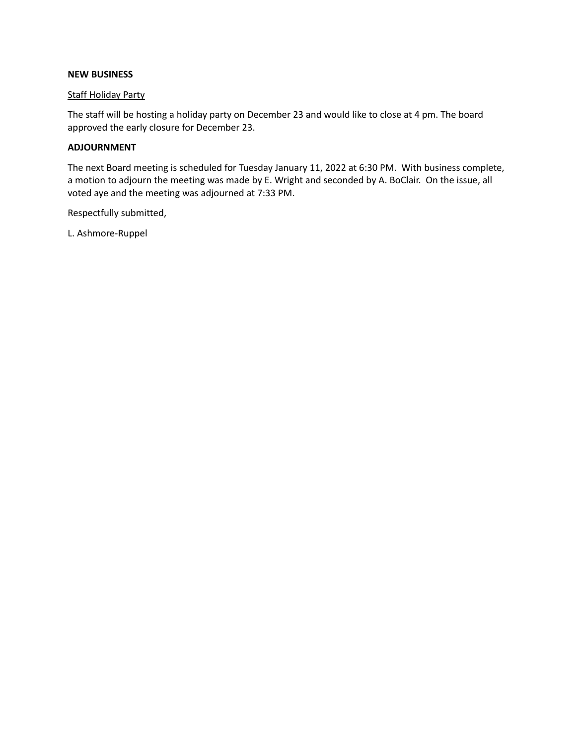**NEW BUSINESS**

Staff Holiday Party

The staff will be hosting a holiday party on December 23 and would like to close at 4 pm. The board approved the early closure for December 23.

**ADJOURNMENT**

The next Board meeting is scheduled for Tuesday January 11, 2022 at 6:30 PM. With business complete, a motion to adjourn the meeting was made by E. Wright and seconded by A. BoClair. On the issue, all voted aye and the meeting was adjourned at 7:33 PM.

Respectfully submitted,

L. Ashmore-Ruppel